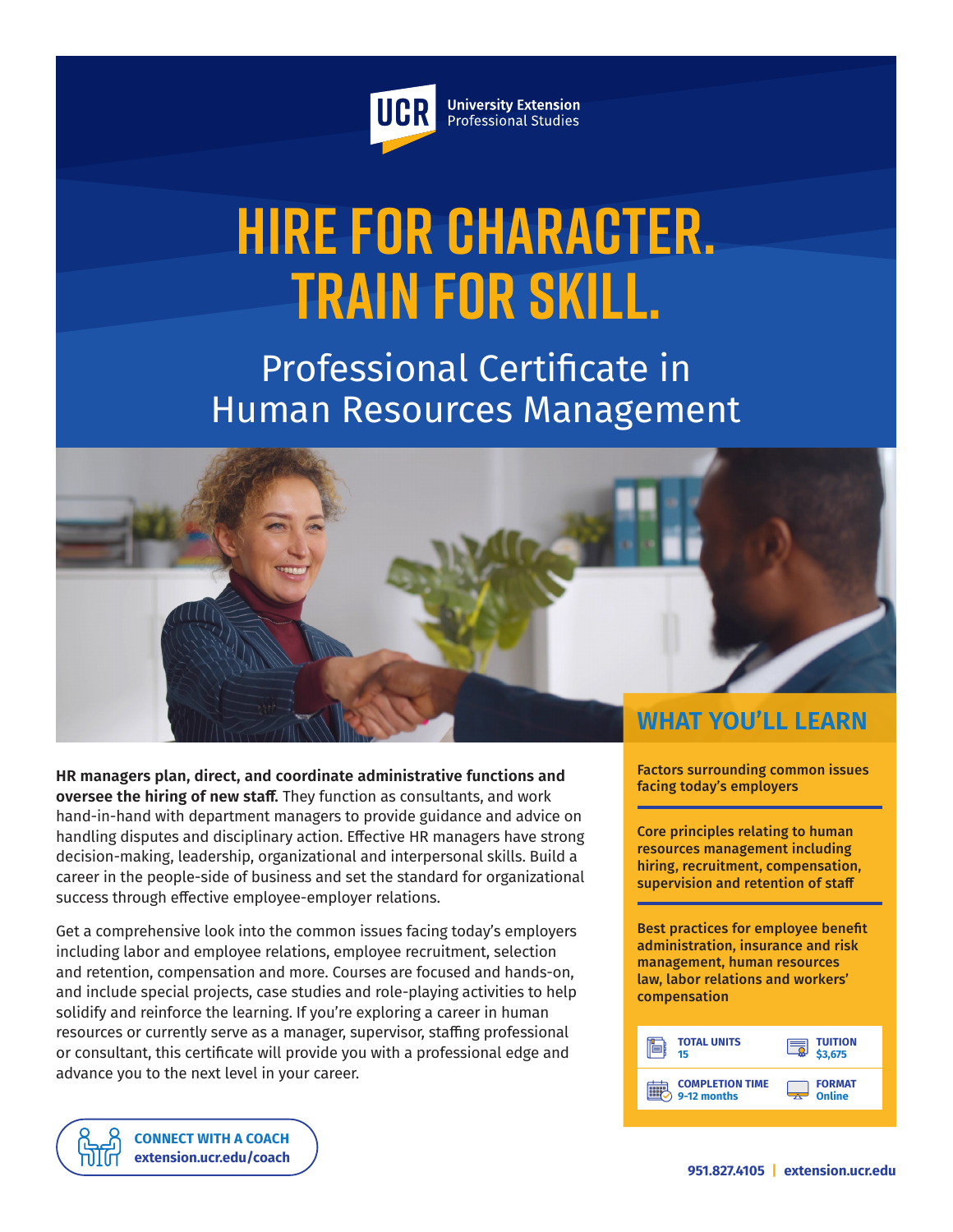UCR University Extension Professional Studies

# HIRE FOR CHARACTER. TRAIN FOR SKILL.

## Professional Certificate in Human Resources Management

**HR managers plan, direct, and coordinate administrative functions and oversee the hiring of new staff.** They function as consultants, and work hand-in-hand with department managers to provide guidance and advice on handling disputes and disciplinary action. Effective HR managers have strong decision-making, leadership, organizational and interpersonal skills. Build a career in the people-side of business and set the standard for organizational success through effective employee-employer relations.

Get a comprehensive look into the common issues facing today's employers including labor and employee relations, employee recruitment, selection and retention, compensation and more. Courses are focused and hands-on, and include special projects, case studies and role-playing activities to help solidify and reinforce the learning. If you're exploring a career in human resources or currently serve as a manager, supervisor, staffing professional or consultant, this certificate will provide you with a professional edge and advance you to the next level in your career.

## WHAT YOU'LL LEARN

**Factors surrounding common issues facing today's employers**

**Core principles relating to human resources management including hiring, recruitment, compensation, supervision and retention of staff**

**Best practices for employee benefit administration, insurance and risk management, human resources law, labor relations and workers' compensation**

| | |
|---|---|
| **TOTAL UNITS** 15 | **TUITION** $3,675 |
| **COMPLETION TIME** 9-12 months | **FORMAT** Online |

**CONNECT WITH A COACH**
**extension.ucr.edu/coach**

**951.827.4105 | extension.ucr.edu**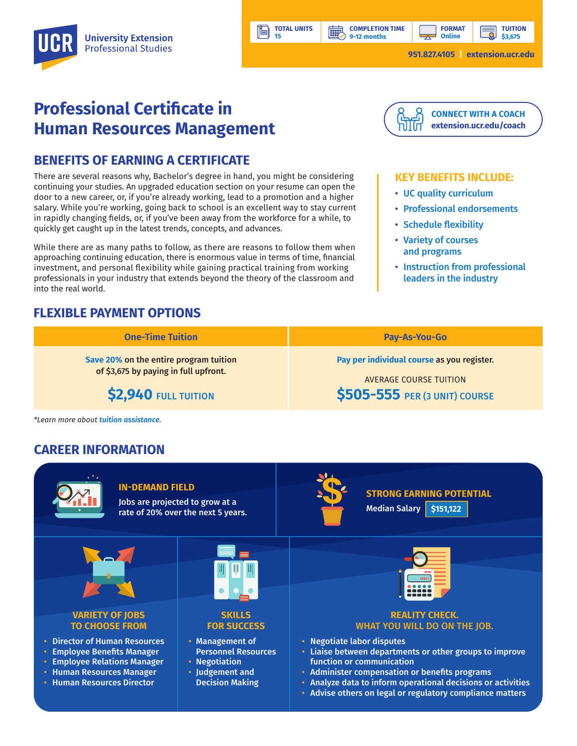UCR University Extension Professional Studies

| TOTAL UNITS | COMPLETION TIME | FORMAT | TUITION |
|---|---|---|---|
| 15 | 9-12 months | Online | $3,675 |

951.827.4105 | extension.ucr.edu

# Professional Certificate in Human Resources Management

**CONNECT WITH A COACH**
extension.ucr.edu/coach

## BENEFITS OF EARNING A CERTIFICATE

There are several reasons why, Bachelor's degree in hand, you might be considering continuing your studies. An upgraded education section on your resume can open the door to a new career, or, if you're already working, lead to a promotion and a higher salary. While you're working, going back to school is an excellent way to stay current in rapidly changing fields, or, if you've been away from the workforce for a while, to quickly get caught up in the latest trends, concepts, and advances.

While there are as many paths to follow, as there are reasons to follow them when approaching continuing education, there is enormous value in terms of time, financial investment, and personal flexibility while gaining practical training from working professionals in your industry that extends beyond the theory of the classroom and into the real world.

### KEY BENEFITS INCLUDE:

- UC quality curriculum
- Professional endorsements
- Schedule flexibility
- Variety of courses and programs
- Instruction from professional leaders in the industry

## FLEXIBLE PAYMENT OPTIONS

| One-Time Tuition | Pay-As-You-Go |
|---|---|
| **Save 20%** on the entire program tuition of $3,675 by paying in full upfront. **$2,940** FULL TUITION | **Pay per individual course** as you register. AVERAGE COURSE TUITION **$505-555** PER (3 UNIT) COURSE |

*Learn more about tuition assistance.*

## CAREER INFORMATION

### IN-DEMAND FIELD

Jobs are projected to grow at a rate of 20% over the next 5 years.

### STRONG EARNING POTENTIAL

Median Salary **$151,122**

### VARIETY OF JOBS TO CHOOSE FROM

- Director of Human Resources
- Employee Benefits Manager
- Employee Relations Manager
- Human Resources Manager
- Human Resources Director

### SKILLS FOR SUCCESS

- Management of Personnel Resources
- Negotiation
- Judgement and Decision Making

### REALITY CHECK. WHAT YOU WILL DO ON THE JOB.

- Negotiate labor disputes
- Liaise between departments or other groups to improve function or communication
- Administer compensation or benefits programs
- Analyze data to inform operational decisions or activities
- Advise others on legal or regulatory compliance matters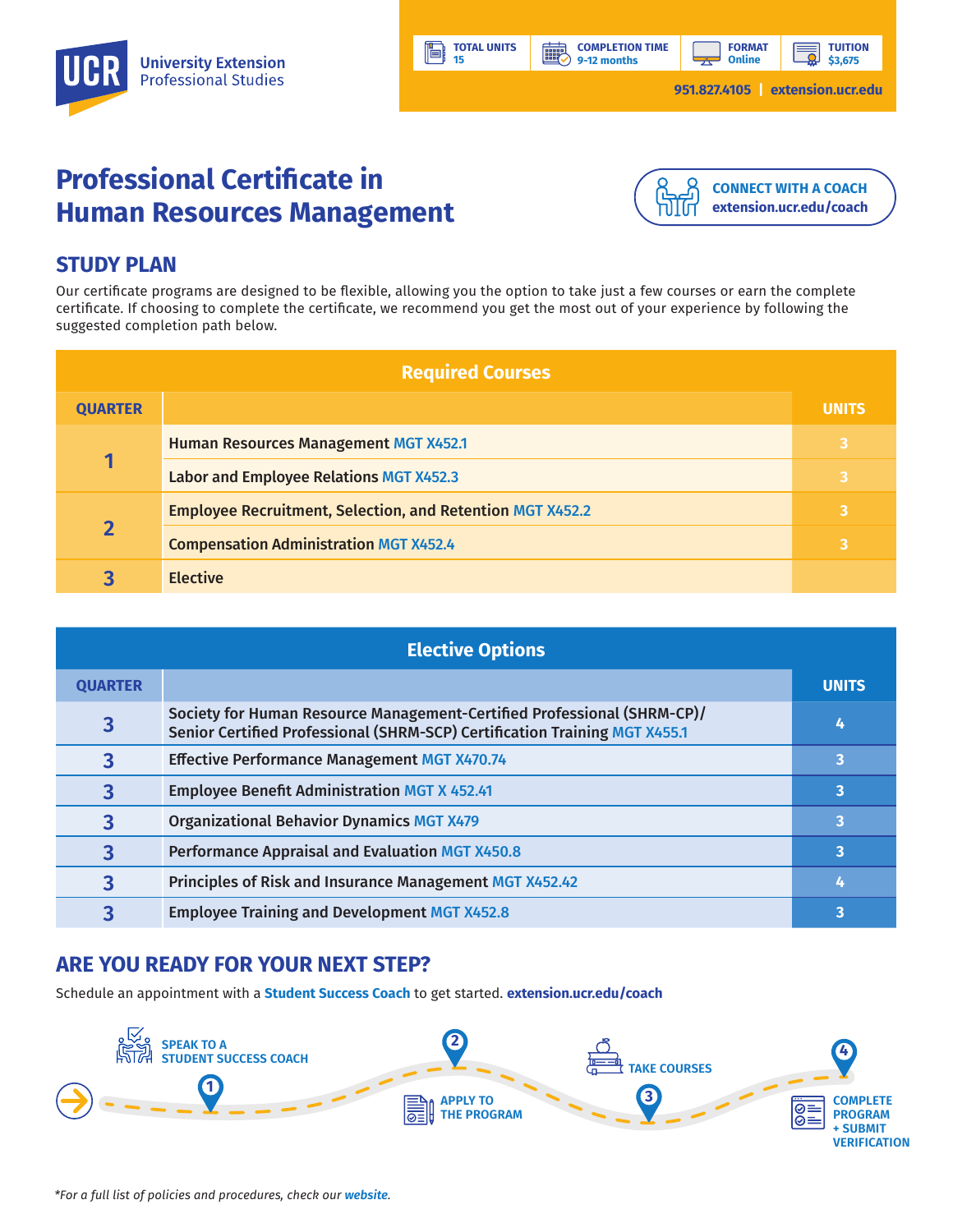UCR University Extension Professional Studies

TOTAL UNITS 15 | COMPLETION TIME 9-12 months | FORMAT Online | TUITION $3,675

951.827.4105 | extension.ucr.edu

# Professional Certificate in Human Resources Management

CONNECT WITH A COACH
extension.ucr.edu/coach

## STUDY PLAN

Our certificate programs are designed to be flexible, allowing you the option to take just a few courses or earn the complete certificate. If choosing to complete the certificate, we recommend you get the most out of your experience by following the suggested completion path below.

**Required Courses**

| QUARTER | | UNITS |
|---|---|---|
| 1 | Human Resources Management MGT X452.1 | 3 |
| | Labor and Employee Relations MGT X452.3 | 3 |
| 2 | Employee Recruitment, Selection, and Retention MGT X452.2 | 3 |
| | Compensation Administration MGT X452.4 | 3 |
| 3 | Elective | |

**Elective Options**

| QUARTER | | UNITS |
|---|---|---|
| 3 | Society for Human Resource Management-Certified Professional (SHRM-CP)/ Senior Certified Professional (SHRM-SCP) Certification Training MGT X455.1 | 4 |
| 3 | Effective Performance Management MGT X470.74 | 3 |
| 3 | Employee Benefit Administration MGT X 452.41 | 3 |
| 3 | Organizational Behavior Dynamics MGT X479 | 3 |
| 3 | Performance Appraisal and Evaluation MGT X450.8 | 3 |
| 3 | Principles of Risk and Insurance Management MGT X452.42 | 4 |
| 3 | Employee Training and Development MGT X452.8 | 3 |

## ARE YOU READY FOR YOUR NEXT STEP?

Schedule an appointment with a **Student Success Coach** to get started. **extension.ucr.edu/coach**

1. SPEAK TO A STUDENT SUCCESS COACH
2. APPLY TO THE PROGRAM
3. TAKE COURSES
4. COMPLETE PROGRAM + SUBMIT VERIFICATION

*For a full list of policies and procedures, check our **website**.*